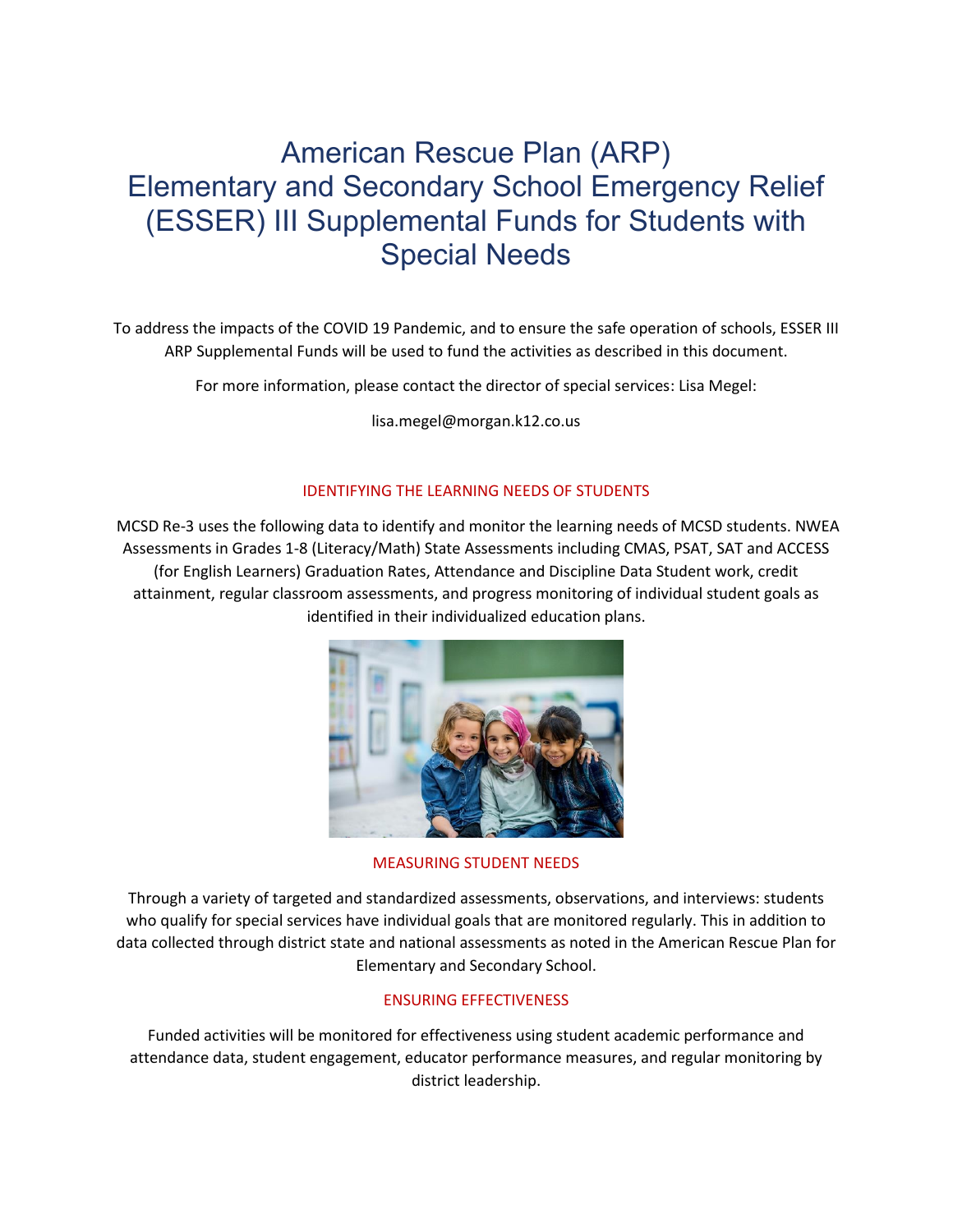# American Rescue Plan (ARP) Elementary and Secondary School Emergency Relief (ESSER) III Supplemental Funds for Students with Special Needs

To address the impacts of the COVID 19 Pandemic, and to ensure the safe operation of schools, ESSER III ARP Supplemental Funds will be used to fund the activities as described in this document.

For more information, please contact the director of special services: Lisa Megel:

lisa.megel@morgan.k12.co.us

## IDENTIFYING THE LEARNING NEEDS OF STUDENTS

MCSD Re-3 uses the following data to identify and monitor the learning needs of MCSD students. NWEA Assessments in Grades 1-8 (Literacy/Math) State Assessments including CMAS, PSAT, SAT and ACCESS (for English Learners) Graduation Rates, Attendance and Discipline Data Student work, credit attainment, regular classroom assessments, and progress monitoring of individual student goals as identified in their individualized education plans.

## MEASURING STUDENT NEEDS

Through a variety of targeted and standardized assessments, observations, and interviews: students who qualify for special services have individual goals that are monitored regularly. This in addition to data collected through district state and national assessments as noted in the American Rescue Plan for Elementary and Secondary School.

## ENSURING EFFECTIVENESS

Funded activities will be monitored for effectiveness using student academic performance and attendance data, student engagement, educator performance measures, and regular monitoring by district leadership.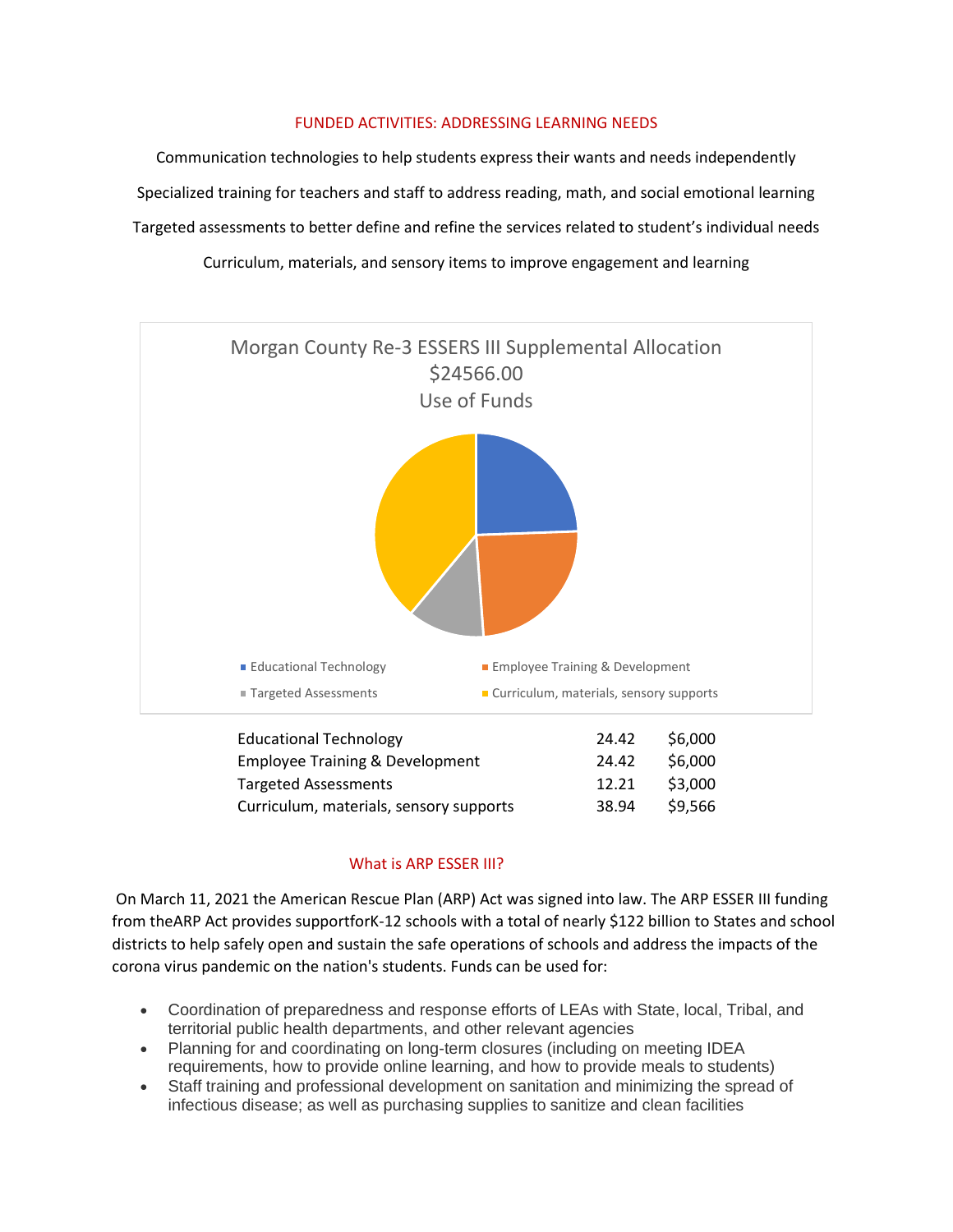## FUNDED ACTIVITIES: ADDRESSING LEARNING NEEDS

Communication technologies to help students express their wants and needs independently

Specialized training for teachers and staff to address reading, math, and social emotional learning

Targeted assessments to better define and refine the services related to student's individual needs

Curriculum, materials, and sensory items to improve engagement and learning

### Morgan County Re-3 ESSERS III Supplemental Allocation $24566.00 Use of Funds

| | | |
|---|---|---|
| Educational Technology | 24.42 | $6,000 |
| Employee Training & Development | 24.42 | $6,000 |
| Targeted Assessments | 12.21 | $3,000 |
| Curriculum, materials, sensory supports | 38.94 | $9,566 |

## What is ARP ESSER III?

On March 11, 2021 the American Rescue Plan (ARP) Act was signed into law. The ARP ESSER III funding from theARP Act provides supportforK-12 schools with a total of nearly $122 billion to States and school districts to help safely open and sustain the safe operations of schools and address the impacts of the corona virus pandemic on the nation's students. Funds can be used for:

- Coordination of preparedness and response efforts of LEAs with State, local, Tribal, and territorial public health departments, and other relevant agencies
- Planning for and coordinating on long-term closures (including on meeting IDEA requirements, how to provide online learning, and how to provide meals to students)
- Staff training and professional development on sanitation and minimizing the spread of infectious disease; as well as purchasing supplies to sanitize and clean facilities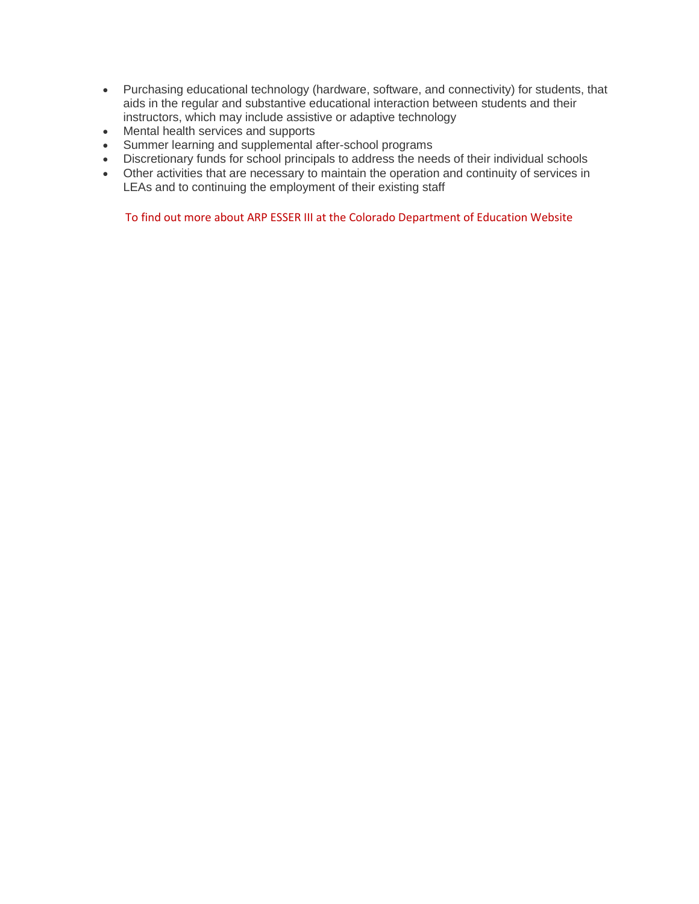- Purchasing educational technology (hardware, software, and connectivity) for students, that aids in the regular and substantive educational interaction between students and their instructors, which may include assistive or adaptive technology
- Mental health services and supports
- Summer learning and supplemental after-school programs
- Discretionary funds for school principals to address the needs of their individual schools
- Other activities that are necessary to maintain the operation and continuity of services in LEAs and to continuing the employment of their existing staff

To find out more about ARP ESSER III at the Colorado Department of Education Website